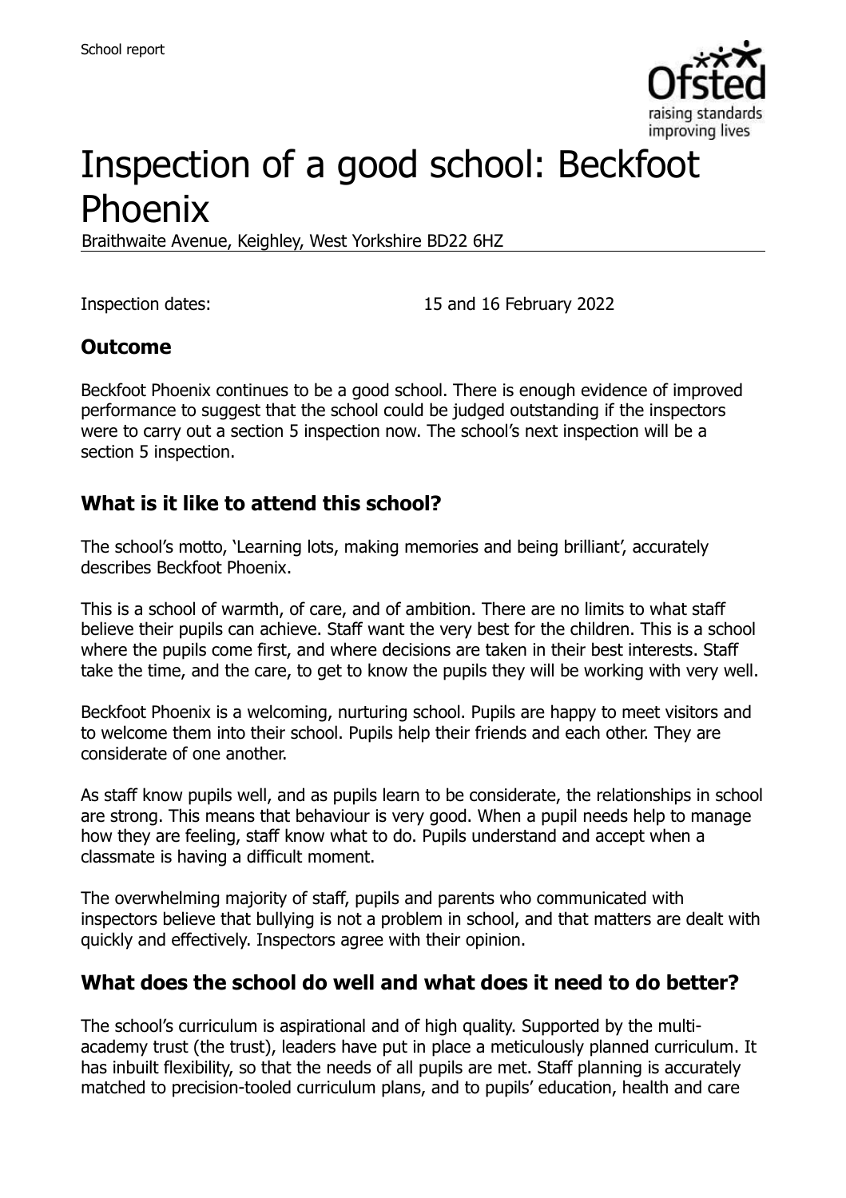# Inspection of a good school: Beckfoot Phoenix

Braithwaite Avenue, Keighley, West Yorkshire BD22 6HZ

Inspection dates: 15 and 16 February 2022

## Outcome

Beckfoot Phoenix continues to be a good school. There is enough evidence of improved performance to suggest that the school could be judged outstanding if the inspectors were to carry out a section 5 inspection now. The school's next inspection will be a section 5 inspection.

## What is it like to attend this school?

The school's motto, 'Learning lots, making memories and being brilliant', accurately describes Beckfoot Phoenix.

This is a school of warmth, of care, and of ambition. There are no limits to what staff believe their pupils can achieve. Staff want the very best for the children. This is a school where the pupils come first, and where decisions are taken in their best interests. Staff take the time, and the care, to get to know the pupils they will be working with very well.

Beckfoot Phoenix is a welcoming, nurturing school. Pupils are happy to meet visitors and to welcome them into their school. Pupils help their friends and each other. They are considerate of one another.

As staff know pupils well, and as pupils learn to be considerate, the relationships in school are strong. This means that behaviour is very good. When a pupil needs help to manage how they are feeling, staff know what to do. Pupils understand and accept when a classmate is having a difficult moment.

The overwhelming majority of staff, pupils and parents who communicated with inspectors believe that bullying is not a problem in school, and that matters are dealt with quickly and effectively. Inspectors agree with their opinion.

## What does the school do well and what does it need to do better?

The school's curriculum is aspirational and of high quality. Supported by the multi-academy trust (the trust), leaders have put in place a meticulously planned curriculum. It has inbuilt flexibility, so that the needs of all pupils are met. Staff planning is accurately matched to precision-tooled curriculum plans, and to pupils' education, health and care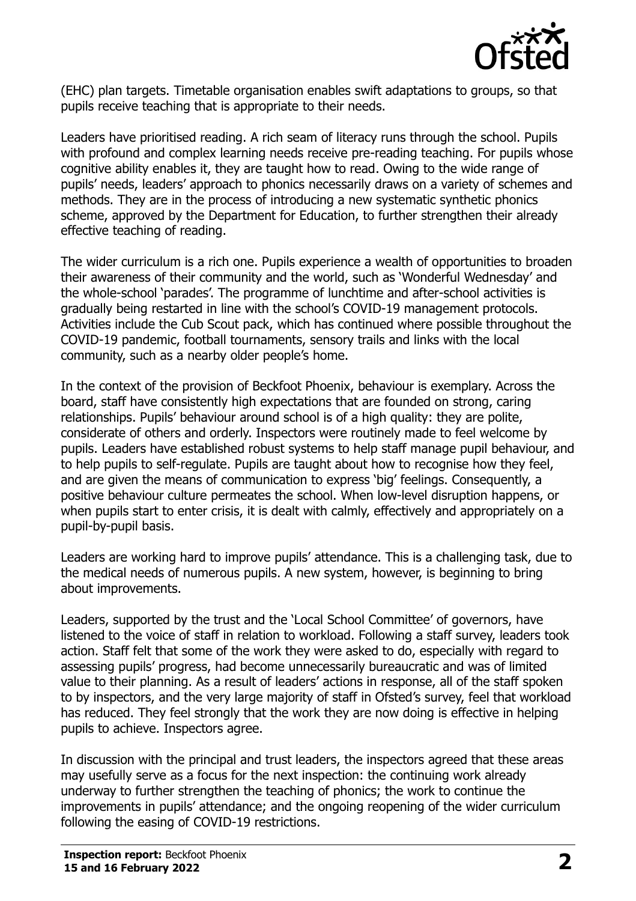(EHC) plan targets. Timetable organisation enables swift adaptations to groups, so that pupils receive teaching that is appropriate to their needs.

Leaders have prioritised reading. A rich seam of literacy runs through the school. Pupils with profound and complex learning needs receive pre-reading teaching. For pupils whose cognitive ability enables it, they are taught how to read. Owing to the wide range of pupils' needs, leaders' approach to phonics necessarily draws on a variety of schemes and methods. They are in the process of introducing a new systematic synthetic phonics scheme, approved by the Department for Education, to further strengthen their already effective teaching of reading.

The wider curriculum is a rich one. Pupils experience a wealth of opportunities to broaden their awareness of their community and the world, such as 'Wonderful Wednesday' and the whole-school 'parades'. The programme of lunchtime and after-school activities is gradually being restarted in line with the school's COVID-19 management protocols. Activities include the Cub Scout pack, which has continued where possible throughout the COVID-19 pandemic, football tournaments, sensory trails and links with the local community, such as a nearby older people's home.

In the context of the provision of Beckfoot Phoenix, behaviour is exemplary. Across the board, staff have consistently high expectations that are founded on strong, caring relationships. Pupils' behaviour around school is of a high quality: they are polite, considerate of others and orderly. Inspectors were routinely made to feel welcome by pupils. Leaders have established robust systems to help staff manage pupil behaviour, and to help pupils to self-regulate. Pupils are taught about how to recognise how they feel, and are given the means of communication to express 'big' feelings. Consequently, a positive behaviour culture permeates the school. When low-level disruption happens, or when pupils start to enter crisis, it is dealt with calmly, effectively and appropriately on a pupil-by-pupil basis.

Leaders are working hard to improve pupils' attendance. This is a challenging task, due to the medical needs of numerous pupils. A new system, however, is beginning to bring about improvements.

Leaders, supported by the trust and the 'Local School Committee' of governors, have listened to the voice of staff in relation to workload. Following a staff survey, leaders took action. Staff felt that some of the work they were asked to do, especially with regard to assessing pupils' progress, had become unnecessarily bureaucratic and was of limited value to their planning. As a result of leaders' actions in response, all of the staff spoken to by inspectors, and the very large majority of staff in Ofsted's survey, feel that workload has reduced. They feel strongly that the work they are now doing is effective in helping pupils to achieve. Inspectors agree.

In discussion with the principal and trust leaders, the inspectors agreed that these areas may usefully serve as a focus for the next inspection: the continuing work already underway to further strengthen the teaching of phonics; the work to continue the improvements in pupils' attendance; and the ongoing reopening of the wider curriculum following the easing of COVID-19 restrictions.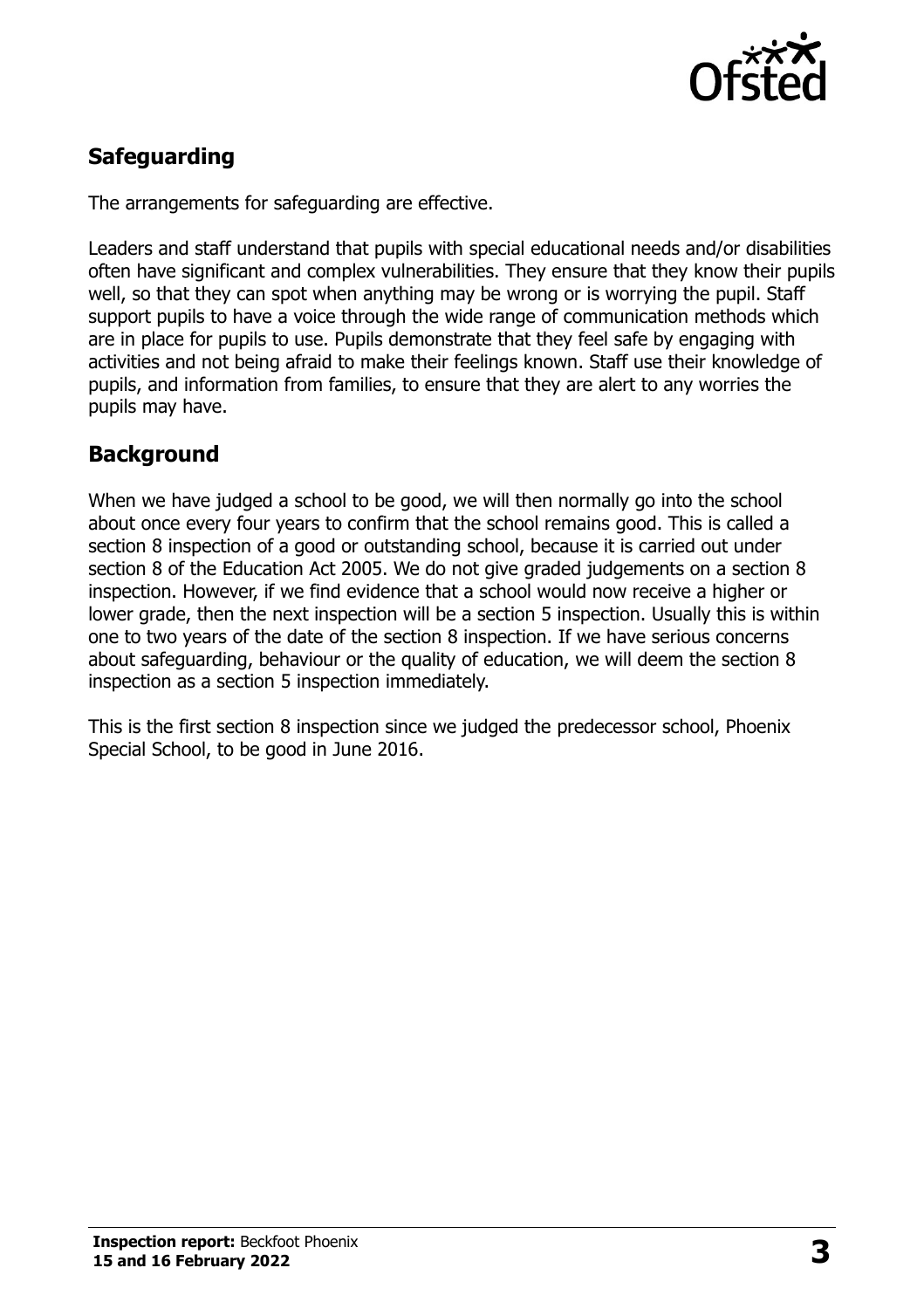## Safeguarding

The arrangements for safeguarding are effective.

Leaders and staff understand that pupils with special educational needs and/or disabilities often have significant and complex vulnerabilities. They ensure that they know their pupils well, so that they can spot when anything may be wrong or is worrying the pupil. Staff support pupils to have a voice through the wide range of communication methods which are in place for pupils to use. Pupils demonstrate that they feel safe by engaging with activities and not being afraid to make their feelings known. Staff use their knowledge of pupils, and information from families, to ensure that they are alert to any worries the pupils may have.

## Background

When we have judged a school to be good, we will then normally go into the school about once every four years to confirm that the school remains good. This is called a section 8 inspection of a good or outstanding school, because it is carried out under section 8 of the Education Act 2005. We do not give graded judgements on a section 8 inspection. However, if we find evidence that a school would now receive a higher or lower grade, then the next inspection will be a section 5 inspection. Usually this is within one to two years of the date of the section 8 inspection. If we have serious concerns about safeguarding, behaviour or the quality of education, we will deem the section 8 inspection as a section 5 inspection immediately.

This is the first section 8 inspection since we judged the predecessor school, Phoenix Special School, to be good in June 2016.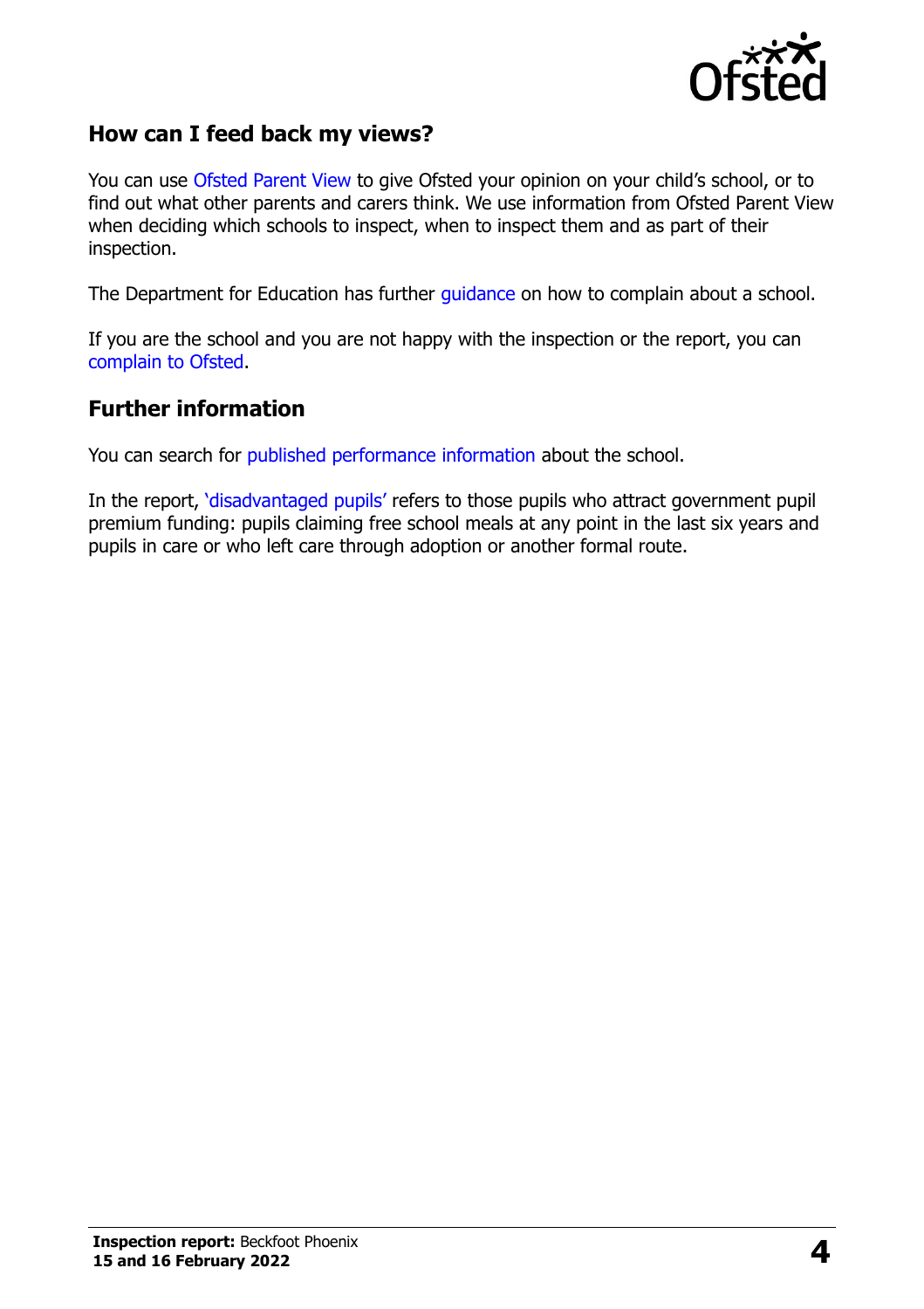## How can I feed back my views?

You can use Ofsted Parent View to give Ofsted your opinion on your child's school, or to find out what other parents and carers think. We use information from Ofsted Parent View when deciding which schools to inspect, when to inspect them and as part of their inspection.

The Department for Education has further guidance on how to complain about a school.

If you are the school and you are not happy with the inspection or the report, you can complain to Ofsted.

## Further information

You can search for published performance information about the school.

In the report, 'disadvantaged pupils' refers to those pupils who attract government pupil premium funding: pupils claiming free school meals at any point in the last six years and pupils in care or who left care through adoption or another formal route.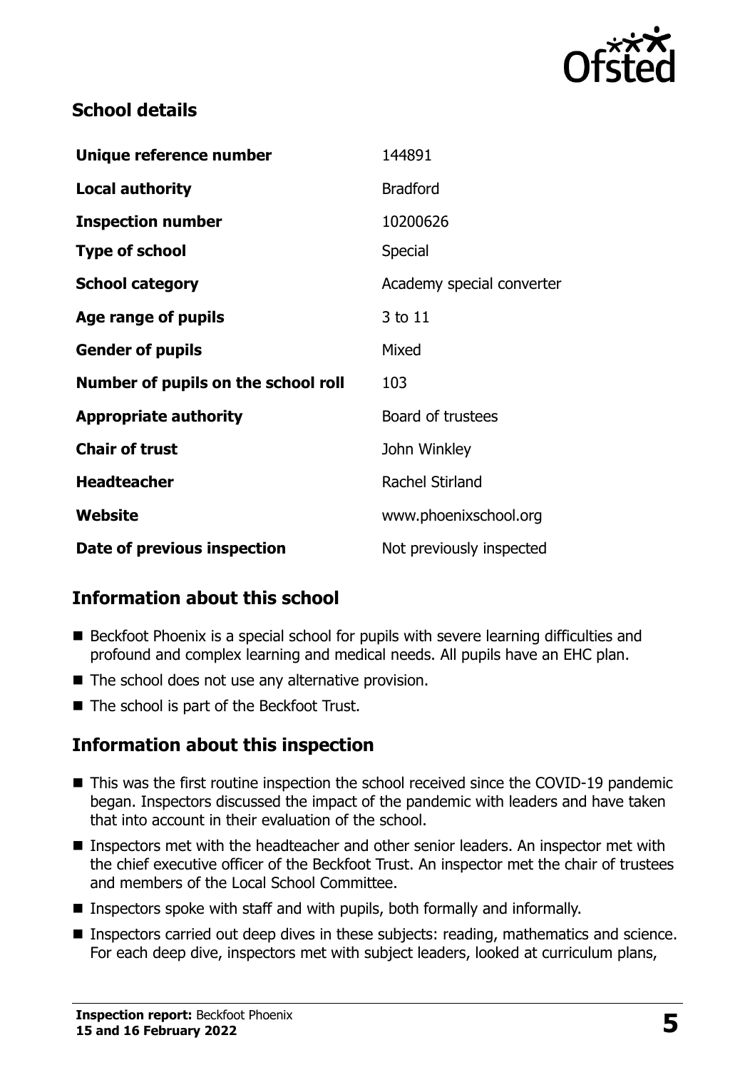## School details

| Unique reference number | 144891 |
| --- | --- |
| **Local authority** | Bradford |
| **Inspection number** | 10200626 |
| **Type of school** | Special |
| **School category** | Academy special converter |
| **Age range of pupils** | 3 to 11 |
| **Gender of pupils** | Mixed |
| **Number of pupils on the school roll** | 103 |
| **Appropriate authority** | Board of trustees |
| **Chair of trust** | John Winkley |
| **Headteacher** | Rachel Stirland |
| **Website** | www.phoenixschool.org |
| **Date of previous inspection** | Not previously inspected |

## Information about this school

- Beckfoot Phoenix is a special school for pupils with severe learning difficulties and profound and complex learning and medical needs. All pupils have an EHC plan.
- The school does not use any alternative provision.
- The school is part of the Beckfoot Trust.

## Information about this inspection

- This was the first routine inspection the school received since the COVID-19 pandemic began. Inspectors discussed the impact of the pandemic with leaders and have taken that into account in their evaluation of the school.
- Inspectors met with the headteacher and other senior leaders. An inspector met with the chief executive officer of the Beckfoot Trust. An inspector met the chair of trustees and members of the Local School Committee.
- Inspectors spoke with staff and with pupils, both formally and informally.
- Inspectors carried out deep dives in these subjects: reading, mathematics and science. For each deep dive, inspectors met with subject leaders, looked at curriculum plans,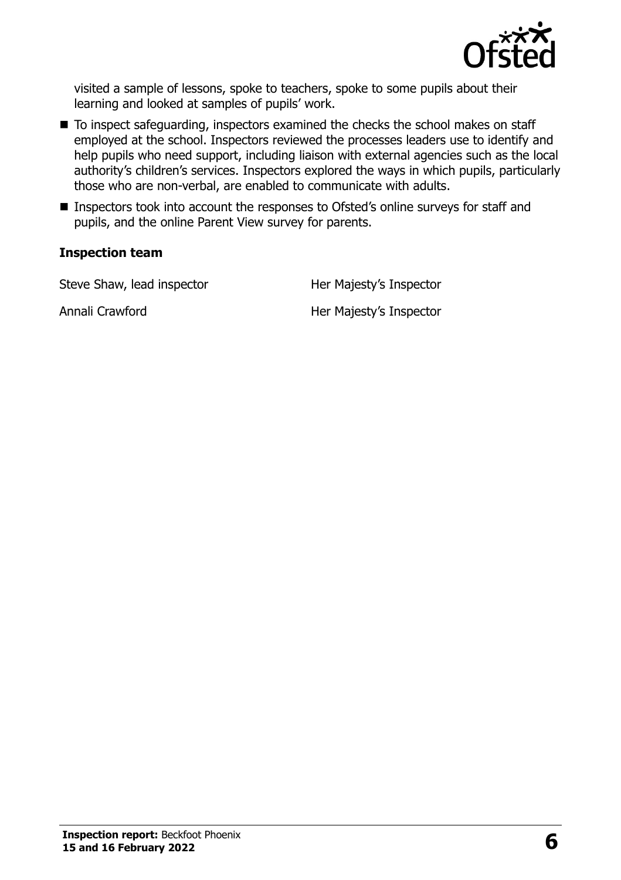visited a sample of lessons, spoke to teachers, spoke to some pupils about their learning and looked at samples of pupils' work.

- To inspect safeguarding, inspectors examined the checks the school makes on staff employed at the school. Inspectors reviewed the processes leaders use to identify and help pupils who need support, including liaison with external agencies such as the local authority's children's services. Inspectors explored the ways in which pupils, particularly those who are non-verbal, are enabled to communicate with adults.
- Inspectors took into account the responses to Ofsted's online surveys for staff and pupils, and the online Parent View survey for parents.

### Inspection team

| | |
|---|---|
| Steve Shaw, lead inspector | Her Majesty's Inspector |
| Annali Crawford | Her Majesty's Inspector |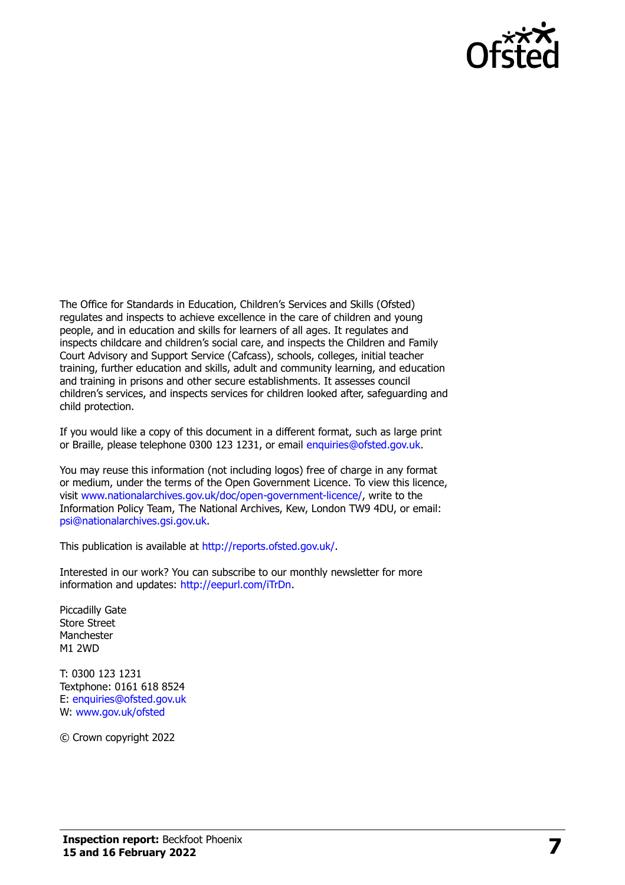The Office for Standards in Education, Children's Services and Skills (Ofsted) regulates and inspects to achieve excellence in the care of children and young people, and in education and skills for learners of all ages. It regulates and inspects childcare and children's social care, and inspects the Children and Family Court Advisory and Support Service (Cafcass), schools, colleges, initial teacher training, further education and skills, adult and community learning, and education and training in prisons and other secure establishments. It assesses council children's services, and inspects services for children looked after, safeguarding and child protection.

If you would like a copy of this document in a different format, such as large print or Braille, please telephone 0300 123 1231, or email enquiries@ofsted.gov.uk.

You may reuse this information (not including logos) free of charge in any format or medium, under the terms of the Open Government Licence. To view this licence, visit www.nationalarchives.gov.uk/doc/open-government-licence/, write to the Information Policy Team, The National Archives, Kew, London TW9 4DU, or email: psi@nationalarchives.gsi.gov.uk.

This publication is available at http://reports.ofsted.gov.uk/.

Interested in our work? You can subscribe to our monthly newsletter for more information and updates: http://eepurl.com/iTrDn.

Piccadilly Gate
Store Street
Manchester
M1 2WD

T: 0300 123 1231
Textphone: 0161 618 8524
E: enquiries@ofsted.gov.uk
W: www.gov.uk/ofsted

© Crown copyright 2022